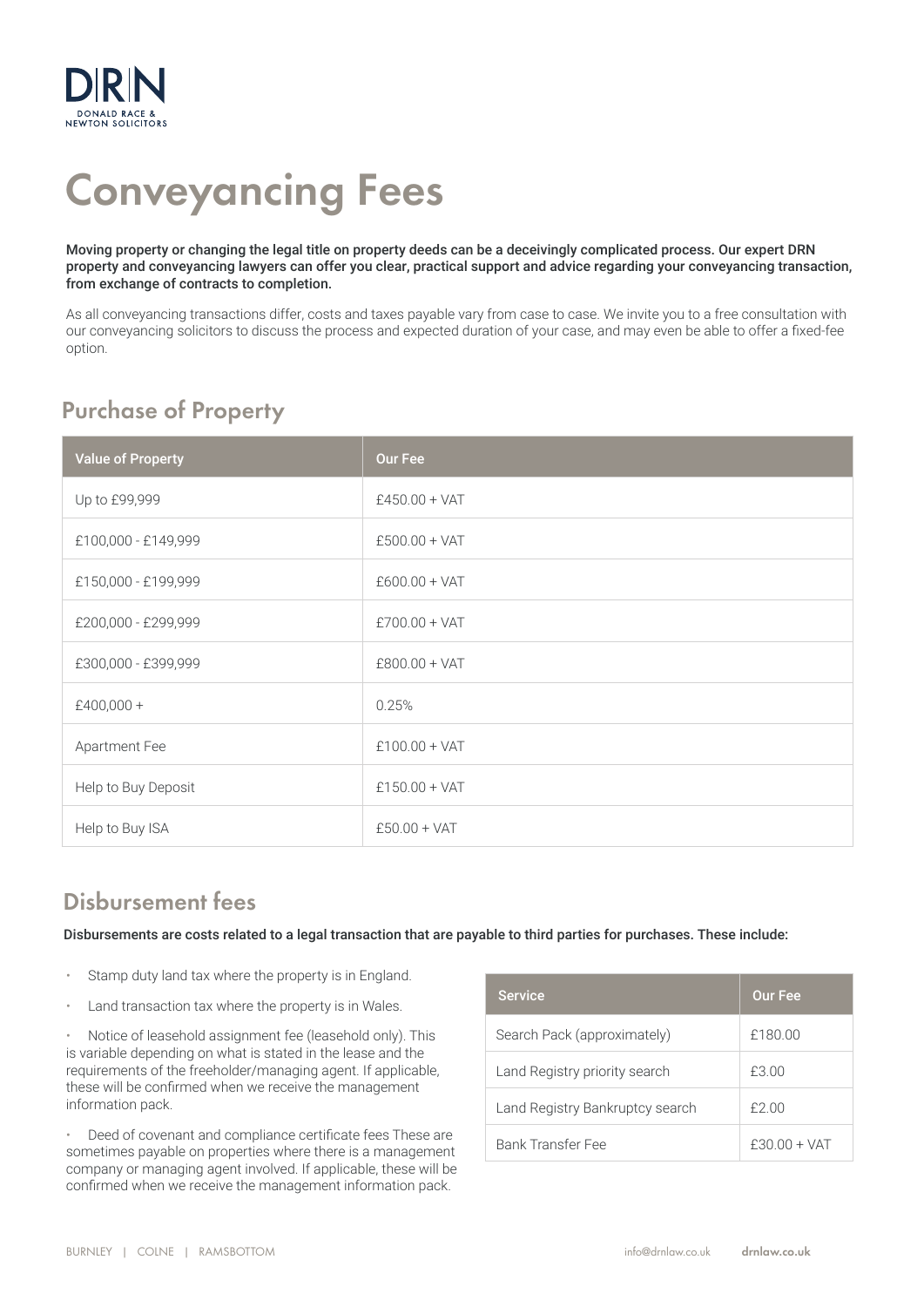DRN
DONALD RACE & NEWTON SOLICITORS

# Conveyancing Fees

**Moving property or changing the legal title on property deeds can be a deceivingly complicated process. Our expert DRN property and conveyancing lawyers can offer you clear, practical support and advice regarding your conveyancing transaction, from exchange of contracts to completion.**

As all conveyancing transactions differ, costs and taxes payable vary from case to case. We invite you to a free consultation with our conveyancing solicitors to discuss the process and expected duration of your case, and may even be able to offer a fixed-fee option.

## Purchase of Property

| Value of Property | Our Fee |
|---|---|
| Up to £99,999 | £450.00 + VAT |
| £100,000 - £149,999 | £500.00 + VAT |
| £150,000 - £199,999 | £600.00 + VAT |
| £200,000 - £299,999 | £700.00 + VAT |
| £300,000 - £399,999 | £800.00 + VAT |
| £400,000 + | 0.25% |
| Apartment Fee | £100.00 + VAT |
| Help to Buy Deposit | £150.00 + VAT |
| Help to Buy ISA | £50.00 + VAT |

## Disbursement fees

**Disbursements are costs related to a legal transaction that are payable to third parties for purchases. These include:**

- Stamp duty land tax where the property is in England.
- Land transaction tax where the property is in Wales.
- Notice of leasehold assignment fee (leasehold only). This is variable depending on what is stated in the lease and the requirements of the freeholder/managing agent. If applicable, these will be confirmed when we receive the management information pack.
- Deed of covenant and compliance certificate fees These are sometimes payable on properties where there is a management company or managing agent involved. If applicable, these will be confirmed when we receive the management information pack.

| Service | Our Fee |
|---|---|
| Search Pack (approximately) | £180.00 |
| Land Registry priority search | £3.00 |
| Land Registry Bankruptcy search | £2.00 |
| Bank Transfer Fee | £30.00 + VAT |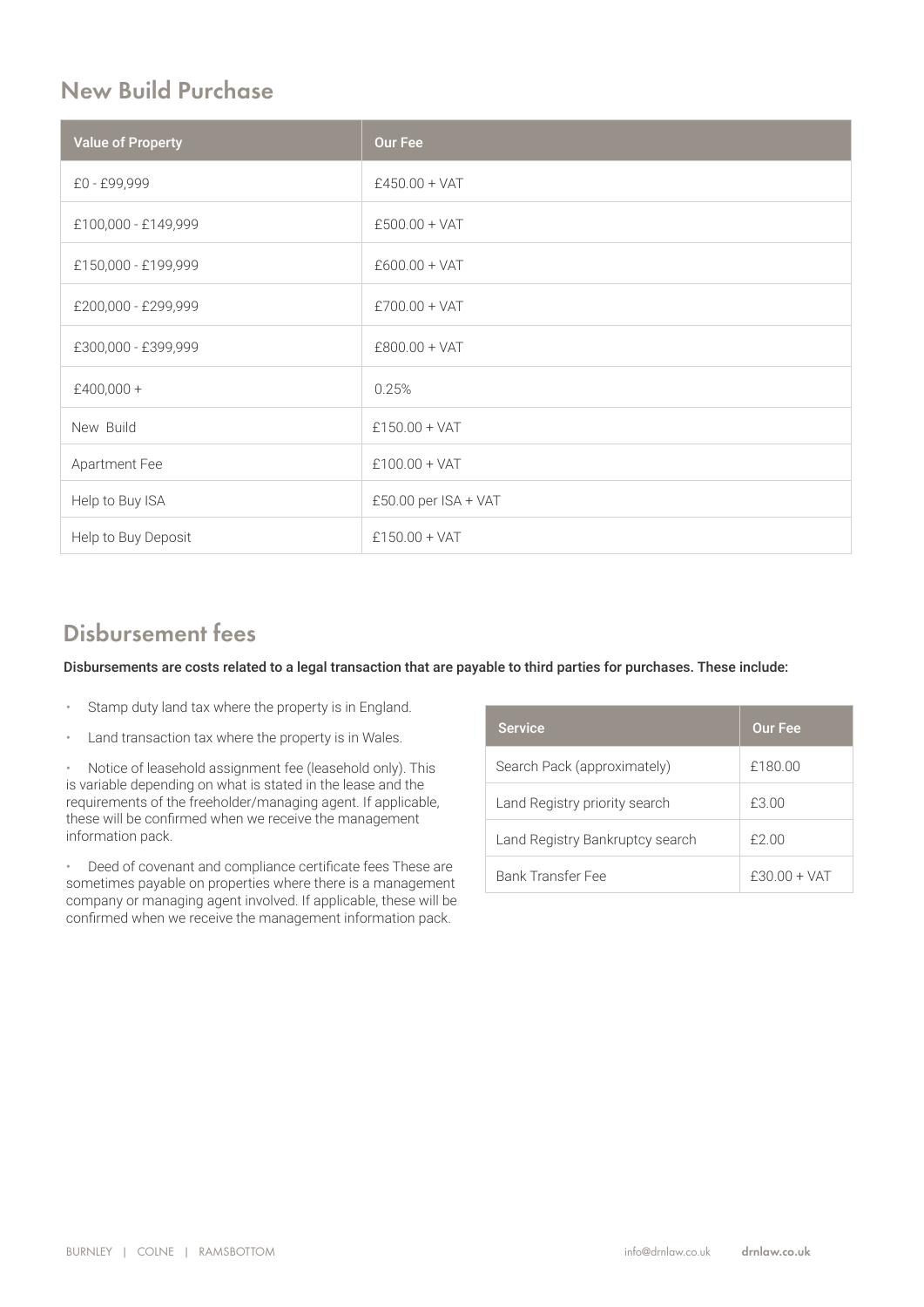## New Build Purchase

| Value of Property | Our Fee |
| --- | --- |
| £0 - £99,999 | £450.00 + VAT |
| £100,000 - £149,999 | £500.00 + VAT |
| £150,000 - £199,999 | £600.00 + VAT |
| £200,000 - £299,999 | £700.00 + VAT |
| £300,000 - £399,999 | £800.00 + VAT |
| £400,000 + | 0.25% |
| New Build | £150.00 + VAT |
| Apartment Fee | £100.00 + VAT |
| Help to Buy ISA | £50.00 per ISA + VAT |
| Help to Buy Deposit | £150.00 + VAT |

## Disbursement fees

**Disbursements are costs related to a legal transaction that are payable to third parties for purchases. These include:**

- Stamp duty land tax where the property is in England.
- Land transaction tax where the property is in Wales.
- Notice of leasehold assignment fee (leasehold only). This is variable depending on what is stated in the lease and the requirements of the freeholder/managing agent. If applicable, these will be confirmed when we receive the management information pack.
- Deed of covenant and compliance certificate fees These are sometimes payable on properties where there is a management company or managing agent involved. If applicable, these will be confirmed when we receive the management information pack.

| Service | Our Fee |
| --- | --- |
| Search Pack (approximately) | £180.00 |
| Land Registry priority search | £3.00 |
| Land Registry Bankruptcy search | £2.00 |
| Bank Transfer Fee | £30.00 + VAT |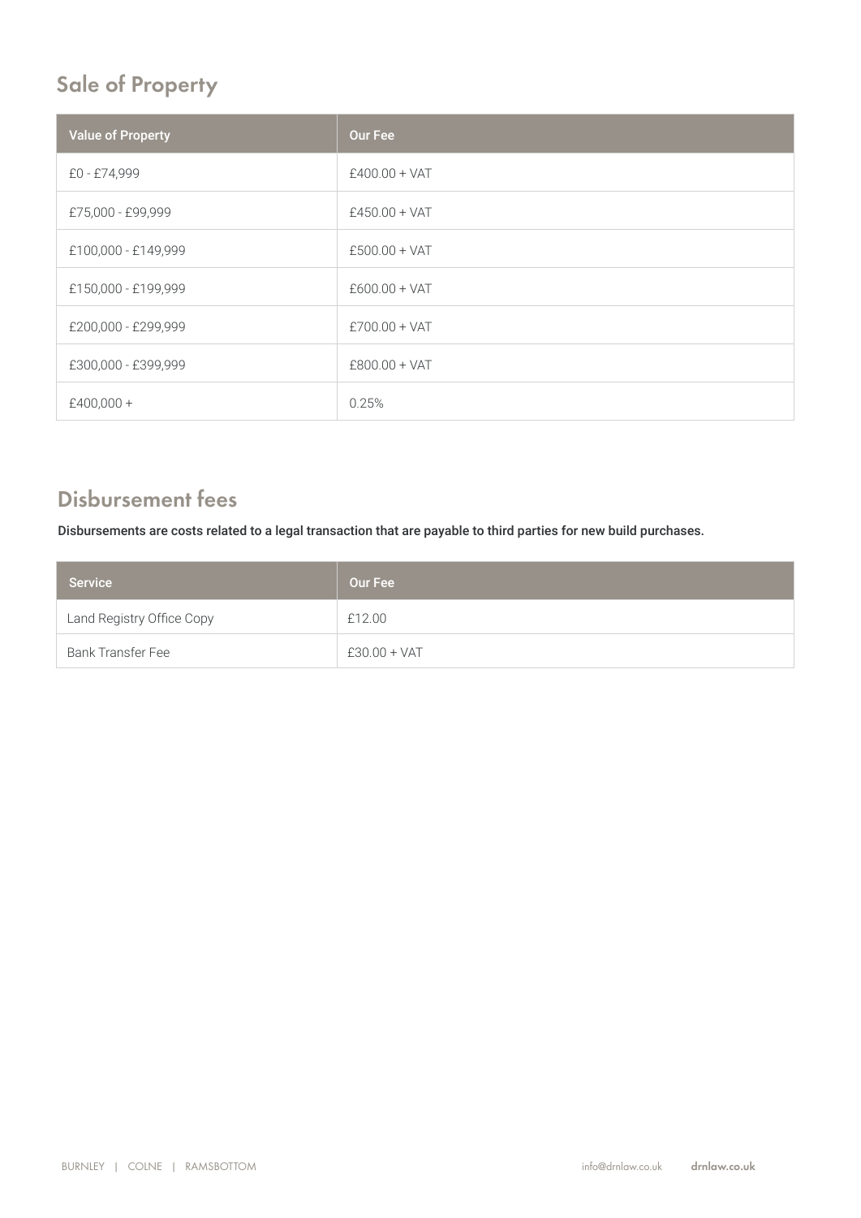## Sale of Property

| Value of Property | Our Fee |
|---|---|
| £0 - £74,999 | £400.00 + VAT |
| £75,000 - £99,999 | £450.00 + VAT |
| £100,000 - £149,999 | £500.00 + VAT |
| £150,000 - £199,999 | £600.00 + VAT |
| £200,000 - £299,999 | £700.00 + VAT |
| £300,000 - £399,999 | £800.00 + VAT |
| £400,000 + | 0.25% |

## Disbursement fees

**Disbursements are costs related to a legal transaction that are payable to third parties for new build purchases.**

| Service | Our Fee |
|---|---|
| Land Registry Office Copy | £12.00 |
| Bank Transfer Fee | £30.00 + VAT |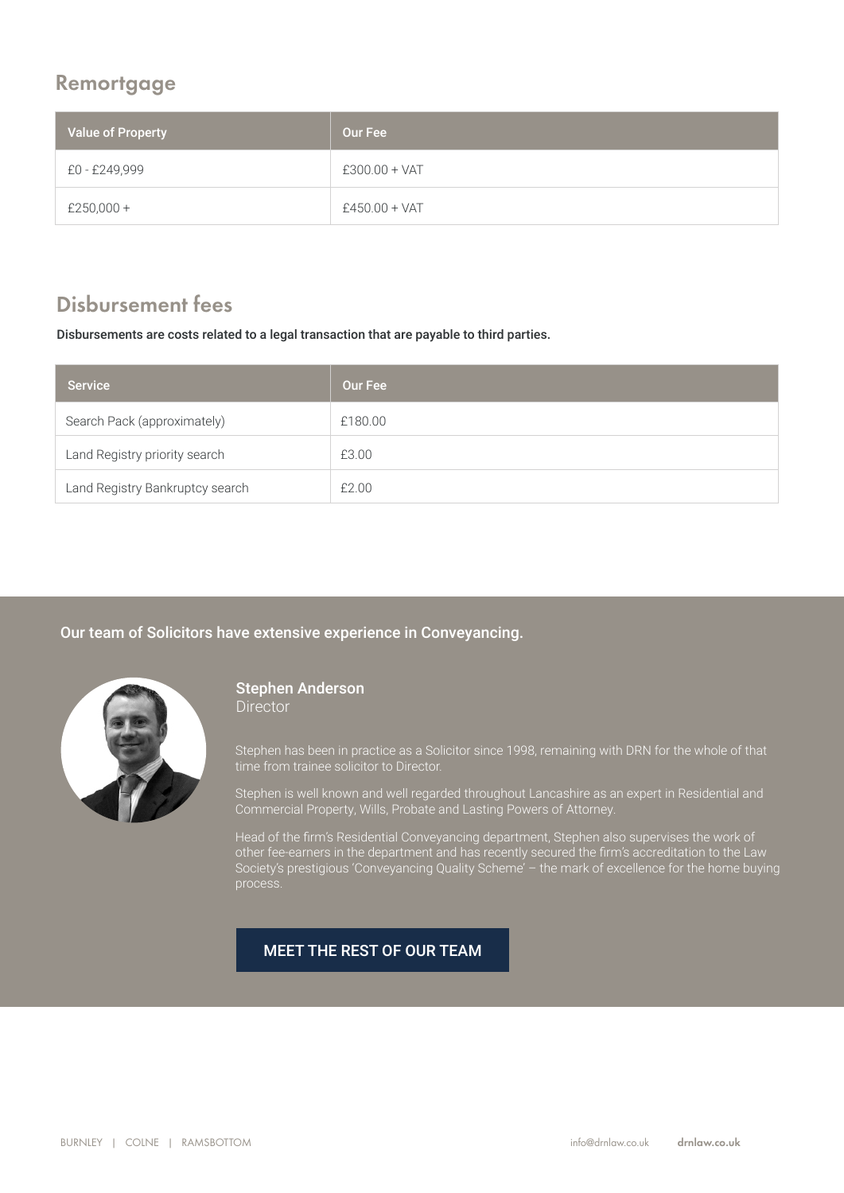## Remortgage

| Value of Property | Our Fee |
|---|---|
| £0 - £249,999 | £300.00 + VAT |
| £250,000 + | £450.00 + VAT |

## Disbursement fees

**Disbursements are costs related to a legal transaction that are payable to third parties.**

| Service | Our Fee |
|---|---|
| Search Pack (approximately) | £180.00 |
| Land Registry priority search | £3.00 |
| Land Registry Bankruptcy search | £2.00 |

**Our team of Solicitors have extensive experience in Conveyancing.**

**Stephen Anderson**
Director

Stephen has been in practice as a Solicitor since 1998, remaining with DRN for the whole of that time from trainee solicitor to Director.

Stephen is well known and well regarded throughout Lancashire as an expert in Residential and Commercial Property, Wills, Probate and Lasting Powers of Attorney.

Head of the firm's Residential Conveyancing department, Stephen also supervises the work of other fee-earners in the department and has recently secured the firm's accreditation to the Law Society's prestigious 'Conveyancing Quality Scheme' – the mark of excellence for the home buying process.

MEET THE REST OF OUR TEAM

BURNLEY | COLNE | RAMSBOTTOM

info@drnlaw.co.uk **drnlaw.co.uk**